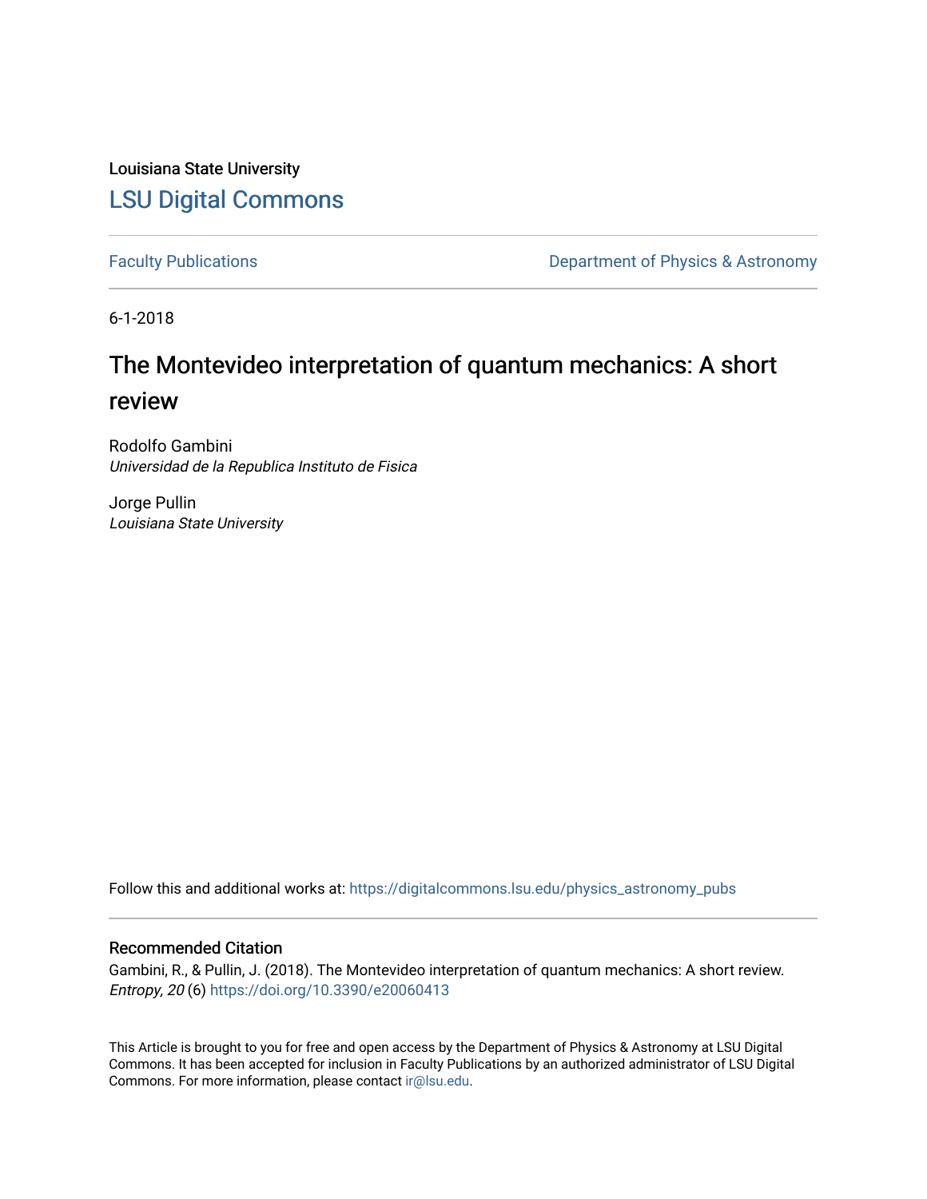Louisiana State University

# LSU Digital Commons

Faculty Publications | Department of Physics & Astronomy

6-1-2018

# The Montevideo interpretation of quantum mechanics: A short review

Rodolfo Gambini
*Universidad de la Republica Instituto de Fisica*

Jorge Pullin
*Louisiana State University*

Follow this and additional works at: https://digitalcommons.lsu.edu/physics_astronomy_pubs

## Recommended Citation

Gambini, R., & Pullin, J. (2018). The Montevideo interpretation of quantum mechanics: A short review. *Entropy, 20* (6) https://doi.org/10.3390/e20060413

This Article is brought to you for free and open access by the Department of Physics & Astronomy at LSU Digital Commons. It has been accepted for inclusion in Faculty Publications by an authorized administrator of LSU Digital Commons. For more information, please contact ir@lsu.edu.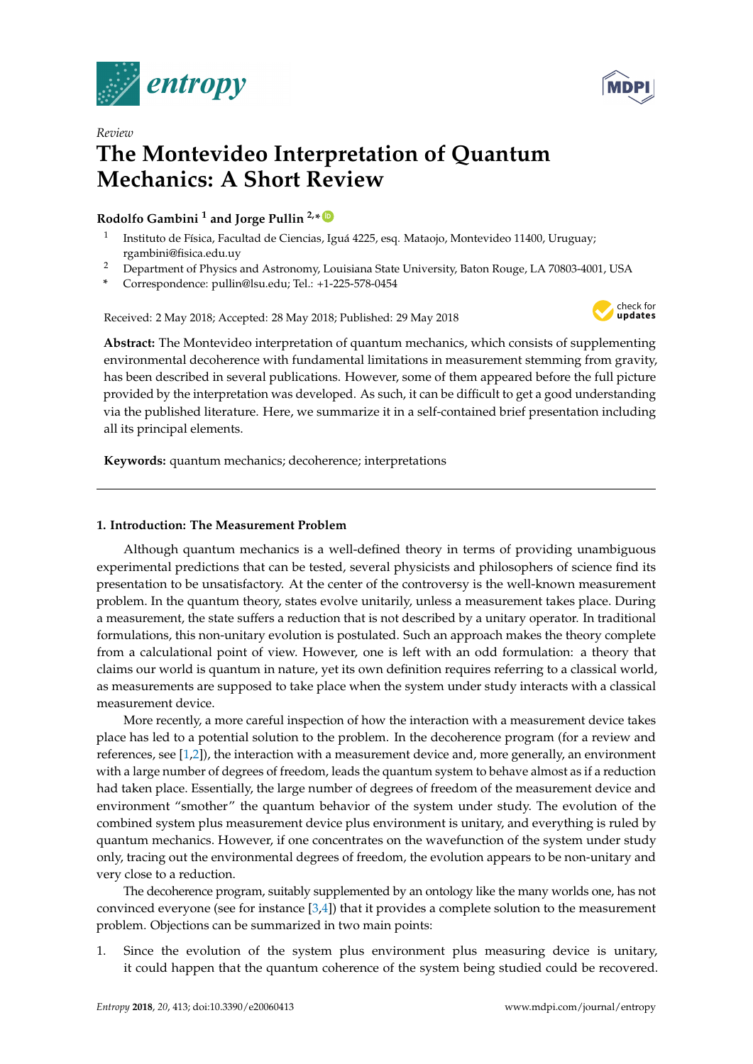Review

# The Montevideo Interpretation of Quantum Mechanics: A Short Review

**Rodolfo Gambini** [1] **and Jorge Pullin** [2,*]

[1] Instituto de Física, Facultad de Ciencias, Iguá 4225, esq. Mataojo, Montevideo 11400, Uruguay; rgambini@fisica.edu.uy

[2] Department of Physics and Astronomy, Louisiana State University, Baton Rouge, LA 70803-4001, USA

\* Correspondence: pullin@lsu.edu; Tel.: +1-225-578-0454

Received: 2 May 2018; Accepted: 28 May 2018; Published: 29 May 2018

**Abstract:** The Montevideo interpretation of quantum mechanics, which consists of supplementing environmental decoherence with fundamental limitations in measurement stemming from gravity, has been described in several publications. However, some of them appeared before the full picture provided by the interpretation was developed. As such, it can be difficult to get a good understanding via the published literature. Here, we summarize it in a self-contained brief presentation including all its principal elements.

**Keywords:** quantum mechanics; decoherence; interpretations

## 1. Introduction: The Measurement Problem

Although quantum mechanics is a well-defined theory in terms of providing unambiguous experimental predictions that can be tested, several physicists and philosophers of science find its presentation to be unsatisfactory. At the center of the controversy is the well-known measurement problem. In the quantum theory, states evolve unitarily, unless a measurement takes place. During a measurement, the state suffers a reduction that is not described by a unitary operator. In traditional formulations, this non-unitary evolution is postulated. Such an approach makes the theory complete from a calculational point of view. However, one is left with an odd formulation: a theory that claims our world is quantum in nature, yet its own definition requires referring to a classical world, as measurements are supposed to take place when the system under study interacts with a classical measurement device.

More recently, a more careful inspection of how the interaction with a measurement device takes place has led to a potential solution to the problem. In the decoherence program (for a review and references, see [1,2]), the interaction with a measurement device and, more generally, an environment with a large number of degrees of freedom, leads the quantum system to behave almost as if a reduction had taken place. Essentially, the large number of degrees of freedom of the measurement device and environment "smother" the quantum behavior of the system under study. The evolution of the combined system plus measurement device plus environment is unitary, and everything is ruled by quantum mechanics. However, if one concentrates on the wavefunction of the system under study only, tracing out the environmental degrees of freedom, the evolution appears to be non-unitary and very close to a reduction.

The decoherence program, suitably supplemented by an ontology like the many worlds one, has not convinced everyone (see for instance [3,4]) that it provides a complete solution to the measurement problem. Objections can be summarized in two main points:

1. Since the evolution of the system plus environment plus measuring device is unitary, it could happen that the quantum coherence of the system being studied could be recovered.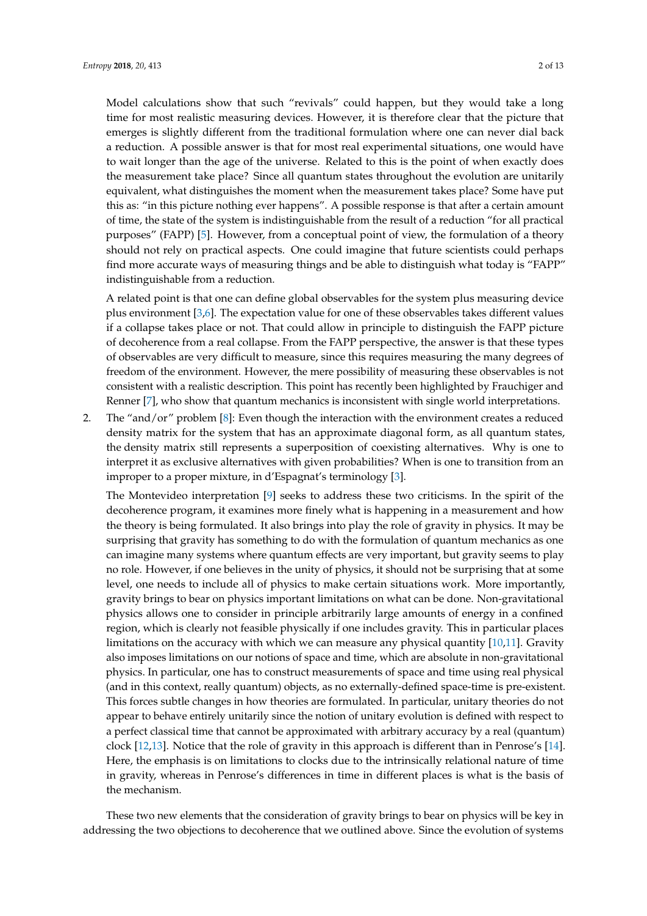Model calculations show that such "revivals" could happen, but they would take a long time for most realistic measuring devices. However, it is therefore clear that the picture that emerges is slightly different from the traditional formulation where one can never dial back a reduction. A possible answer is that for most real experimental situations, one would have to wait longer than the age of the universe. Related to this is the point of when exactly does the measurement take place? Since all quantum states throughout the evolution are unitarily equivalent, what distinguishes the moment when the measurement takes place? Some have put this as: "in this picture nothing ever happens". A possible response is that after a certain amount of time, the state of the system is indistinguishable from the result of a reduction "for all practical purposes" (FAPP) [5]. However, from a conceptual point of view, the formulation of a theory should not rely on practical aspects. One could imagine that future scientists could perhaps find more accurate ways of measuring things and be able to distinguish what today is "FAPP" indistinguishable from a reduction.

A related point is that one can define global observables for the system plus measuring device plus environment [3,6]. The expectation value for one of these observables takes different values if a collapse takes place or not. That could allow in principle to distinguish the FAPP picture of decoherence from a real collapse. From the FAPP perspective, the answer is that these types of observables are very difficult to measure, since this requires measuring the many degrees of freedom of the environment. However, the mere possibility of measuring these observables is not consistent with a realistic description. This point has recently been highlighted by Frauchiger and Renner [7], who show that quantum mechanics is inconsistent with single world interpretations.

2. The "and/or" problem [8]: Even though the interaction with the environment creates a reduced density matrix for the system that has an approximate diagonal form, as all quantum states, the density matrix still represents a superposition of coexisting alternatives. Why is one to interpret it as exclusive alternatives with given probabilities? When is one to transition from an improper to a proper mixture, in d'Espagnat's terminology [3].

The Montevideo interpretation [9] seeks to address these two criticisms. In the spirit of the decoherence program, it examines more finely what is happening in a measurement and how the theory is being formulated. It also brings into play the role of gravity in physics. It may be surprising that gravity has something to do with the formulation of quantum mechanics as one can imagine many systems where quantum effects are very important, but gravity seems to play no role. However, if one believes in the unity of physics, it should not be surprising that at some level, one needs to include all of physics to make certain situations work. More importantly, gravity brings to bear on physics important limitations on what can be done. Non-gravitational physics allows one to consider in principle arbitrarily large amounts of energy in a confined region, which is clearly not feasible physically if one includes gravity. This in particular places limitations on the accuracy with which we can measure any physical quantity [10,11]. Gravity also imposes limitations on our notions of space and time, which are absolute in non-gravitational physics. In particular, one has to construct measurements of space and time using real physical (and in this context, really quantum) objects, as no externally-defined space-time is pre-existent. This forces subtle changes in how theories are formulated. In particular, unitary theories do not appear to behave entirely unitarily since the notion of unitary evolution is defined with respect to a perfect classical time that cannot be approximated with arbitrary accuracy by a real (quantum) clock [12,13]. Notice that the role of gravity in this approach is different than in Penrose's [14]. Here, the emphasis is on limitations to clocks due to the intrinsically relational nature of time in gravity, whereas in Penrose's differences in time in different places is what is the basis of the mechanism.

These two new elements that the consideration of gravity brings to bear on physics will be key in addressing the two objections to decoherence that we outlined above. Since the evolution of systems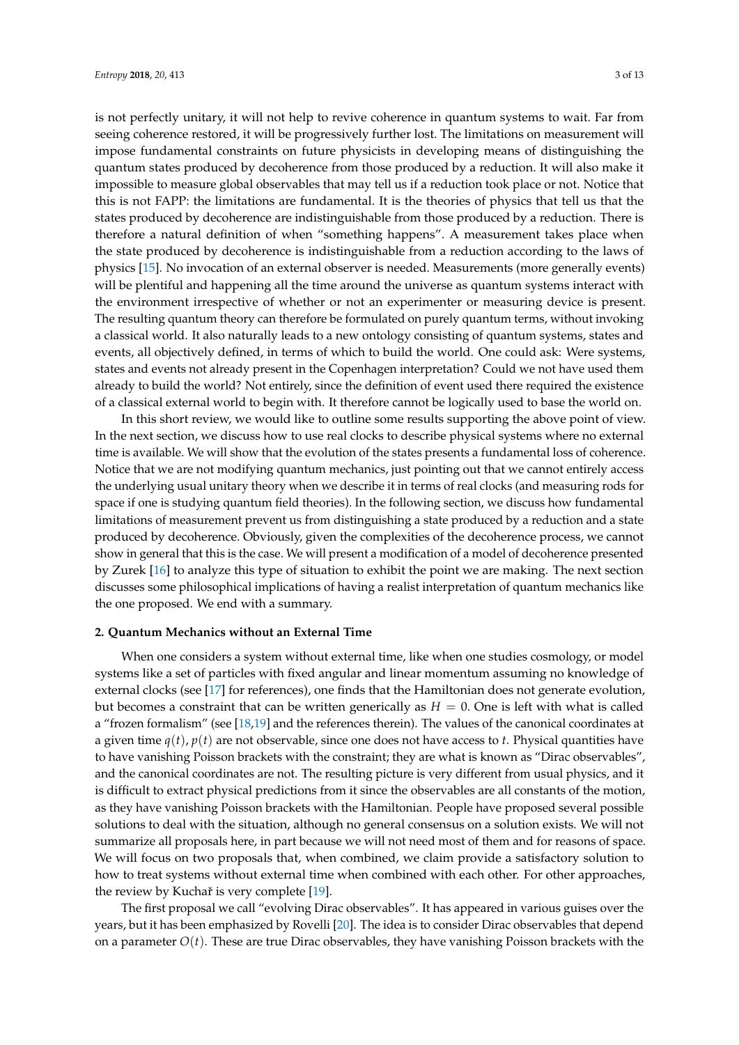is not perfectly unitary, it will not help to revive coherence in quantum systems to wait. Far from seeing coherence restored, it will be progressively further lost. The limitations on measurement will impose fundamental constraints on future physicists in developing means of distinguishing the quantum states produced by decoherence from those produced by a reduction. It will also make it impossible to measure global observables that may tell us if a reduction took place or not. Notice that this is not FAPP: the limitations are fundamental. It is the theories of physics that tell us that the states produced by decoherence are indistinguishable from those produced by a reduction. There is therefore a natural definition of when "something happens". A measurement takes place when the state produced by decoherence is indistinguishable from a reduction according to the laws of physics [15]. No invocation of an external observer is needed. Measurements (more generally events) will be plentiful and happening all the time around the universe as quantum systems interact with the environment irrespective of whether or not an experimenter or measuring device is present. The resulting quantum theory can therefore be formulated on purely quantum terms, without invoking a classical world. It also naturally leads to a new ontology consisting of quantum systems, states and events, all objectively defined, in terms of which to build the world. One could ask: Were systems, states and events not already present in the Copenhagen interpretation? Could we not have used them already to build the world? Not entirely, since the definition of event used there required the existence of a classical external world to begin with. It therefore cannot be logically used to base the world on.

In this short review, we would like to outline some results supporting the above point of view. In the next section, we discuss how to use real clocks to describe physical systems where no external time is available. We will show that the evolution of the states presents a fundamental loss of coherence. Notice that we are not modifying quantum mechanics, just pointing out that we cannot entirely access the underlying usual unitary theory when we describe it in terms of real clocks (and measuring rods for space if one is studying quantum field theories). In the following section, we discuss how fundamental limitations of measurement prevent us from distinguishing a state produced by a reduction and a state produced by decoherence. Obviously, given the complexities of the decoherence process, we cannot show in general that this is the case. We will present a modification of a model of decoherence presented by Zurek [16] to analyze this type of situation to exhibit the point we are making. The next section discusses some philosophical implications of having a realist interpretation of quantum mechanics like the one proposed. We end with a summary.

## 2. Quantum Mechanics without an External Time

When one considers a system without external time, like when one studies cosmology, or model systems like a set of particles with fixed angular and linear momentum assuming no knowledge of external clocks (see [17] for references), one finds that the Hamiltonian does not generate evolution, but becomes a constraint that can be written generically as $H = 0$. One is left with what is called a "frozen formalism" (see [18,19] and the references therein). The values of the canonical coordinates at a given time $q(t), p(t)$ are not observable, since one does not have access to $t$. Physical quantities have to have vanishing Poisson brackets with the constraint; they are what is known as "Dirac observables", and the canonical coordinates are not. The resulting picture is very different from usual physics, and it is difficult to extract physical predictions from it since the observables are all constants of the motion, as they have vanishing Poisson brackets with the Hamiltonian. People have proposed several possible solutions to deal with the situation, although no general consensus on a solution exists. We will not summarize all proposals here, in part because we will not need most of them and for reasons of space. We will focus on two proposals that, when combined, we claim provide a satisfactory solution to how to treat systems without external time when combined with each other. For other approaches, the review by Kuchař is very complete [19].

The first proposal we call "evolving Dirac observables". It has appeared in various guises over the years, but it has been emphasized by Rovelli [20]. The idea is to consider Dirac observables that depend on a parameter $O(t)$. These are true Dirac observables, they have vanishing Poisson brackets with the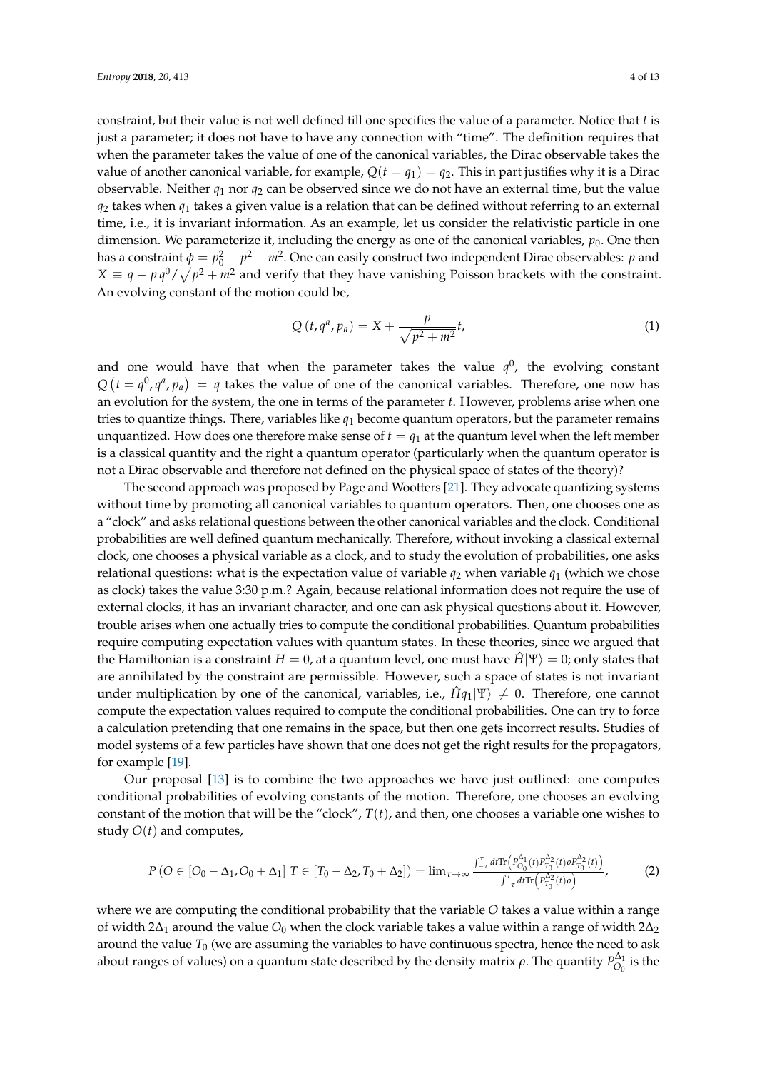constraint, but their value is not well defined till one specifies the value of a parameter. Notice that $t$ is just a parameter; it does not have to have any connection with "time". The definition requires that when the parameter takes the value of one of the canonical variables, the Dirac observable takes the value of another canonical variable, for example, $Q(t = q_1) = q_2$. This in part justifies why it is a Dirac observable. Neither $q_1$ nor $q_2$ can be observed since we do not have an external time, but the value $q_2$ takes when $q_1$ takes a given value is a relation that can be defined without referring to an external time, i.e., it is invariant information. As an example, let us consider the relativistic particle in one dimension. We parameterize it, including the energy as one of the canonical variables, $p_0$. One then has a constraint $\phi = p_0^2 - p^2 - m^2$. One can easily construct two independent Dirac observables: $p$ and $X \equiv q - p\,q^0/\sqrt{p^2 + m^2}$ and verify that they have vanishing Poisson brackets with the constraint. An evolving constant of the motion could be,

$$Q\left(t, q^a, p_a\right) = X + \frac{p}{\sqrt{p^2 + m^2}}t, \tag{1}$$

and one would have that when the parameter takes the value $q^0$, the evolving constant $Q\left(t = q^0, q^a, p_a\right) = q$ takes the value of one of the canonical variables. Therefore, one now has an evolution for the system, the one in terms of the parameter $t$. However, problems arise when one tries to quantize things. There, variables like $q_1$ become quantum operators, but the parameter remains unquantized. How does one therefore make sense of $t = q_1$ at the quantum level when the left member is a classical quantity and the right a quantum operator (particularly when the quantum operator is not a Dirac observable and therefore not defined on the physical space of states of the theory)?

The second approach was proposed by Page and Wootters [21]. They advocate quantizing systems without time by promoting all canonical variables to quantum operators. Then, one chooses one as a "clock" and asks relational questions between the other canonical variables and the clock. Conditional probabilities are well defined quantum mechanically. Therefore, without invoking a classical external clock, one chooses a physical variable as a clock, and to study the evolution of probabilities, one asks relational questions: what is the expectation value of variable $q_2$ when variable $q_1$ (which we chose as clock) takes the value 3:30 p.m.? Again, because relational information does not require the use of external clocks, it has an invariant character, and one can ask physical questions about it. However, trouble arises when one actually tries to compute the conditional probabilities. Quantum probabilities require computing expectation values with quantum states. In these theories, since we argued that the Hamiltonian is a constraint $H = 0$, at a quantum level, one must have $\hat{H}|\Psi\rangle = 0$; only states that are annihilated by the constraint are permissible. However, such a space of states is not invariant under multiplication by one of the canonical, variables, i.e., $\hat{H}q_1|\Psi\rangle \neq 0$. Therefore, one cannot compute the expectation values required to compute the conditional probabilities. One can try to force a calculation pretending that one remains in the space, but then one gets incorrect results. Studies of model systems of a few particles have shown that one does not get the right results for the propagators, for example [19].

Our proposal [13] is to combine the two approaches we have just outlined: one computes conditional probabilities of evolving constants of the motion. Therefore, one chooses an evolving constant of the motion that will be the "clock", $T(t)$, and then, one chooses a variable one wishes to study $O(t)$ and computes,

$$P\left(O \in [O_0 - \Delta_1, O_0 + \Delta_1] | T \in [T_0 - \Delta_2, T_0 + \Delta_2]\right) = \lim_{\tau \to \infty} \frac{\int_{-\tau}^{\tau} dt \mathrm{Tr}\left(P_{O_0}^{\Delta_1}(t) P_{T_0}^{\Delta_2}(t) \rho P_{T_0}^{\Delta_2}(t)\right)}{\int_{-\tau}^{\tau} dt \mathrm{Tr}\left(P_{T_0}^{\Delta_2}(t)\rho\right)}, \tag{2}$$

where we are computing the conditional probability that the variable $O$ takes a value within a range of width $2\Delta_1$ around the value $O_0$ when the clock variable takes a value within a range of width $2\Delta_2$ around the value $T_0$ (we are assuming the variables to have continuous spectra, hence the need to ask about ranges of values) on a quantum state described by the density matrix $\rho$. The quantity $P_{O_0}^{\Delta_1}$ is the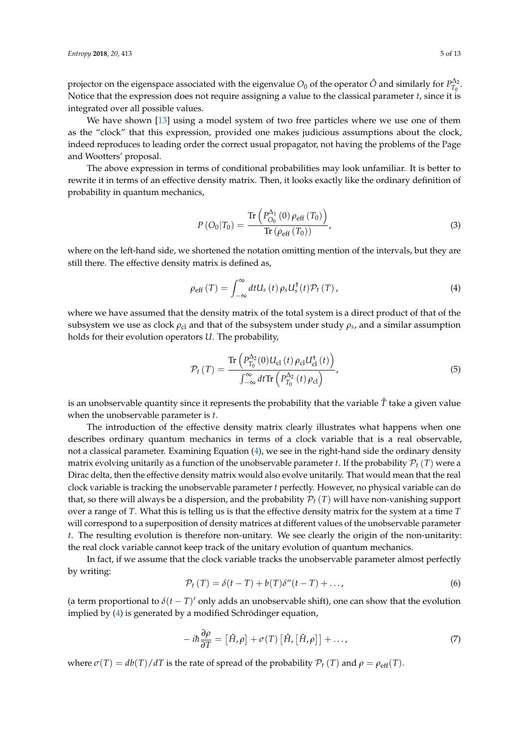projector on the eigenspace associated with the eigenvalue $O_0$ of the operator $\hat{O}$ and similarly for $P_{T_0}^{\Delta_2}$. Notice that the expression does not require assigning a value to the classical parameter $t$, since it is integrated over all possible values.

We have shown [13] using a model system of two free particles where we use one of them as the "clock" that this expression, provided one makes judicious assumptions about the clock, indeed reproduces to leading order the correct usual propagator, not having the problems of the Page and Wootters' proposal.

The above expression in terms of conditional probabilities may look unfamiliar. It is better to rewrite it in terms of an effective density matrix. Then, it looks exactly like the ordinary definition of probability in quantum mechanics,

$$P\left(O_0|T_0\right) = \frac{\mathrm{Tr}\left(P_{O_0}^{\Delta_1}\left(0\right)\rho_{\mathrm{eff}}\left(T_0\right)\right)}{\mathrm{Tr}\left(\rho_{\mathrm{eff}}\left(T_0\right)\right)}, \tag{3}$$

where on the left-hand side, we shortened the notation omitting mention of the intervals, but they are still there. The effective density matrix is defined as,

$$\rho_{\mathrm{eff}}\left(T\right) = \int_{-\infty}^{\infty} dt U_s\left(t\right)\rho_s U_s^\dagger(t)\mathcal{P}_t\left(T\right), \tag{4}$$

where we have assumed that the density matrix of the total system is a direct product of that of the subsystem we use as clock $\rho_{\mathrm{cl}}$ and that of the subsystem under study $\rho_s$, and a similar assumption holds for their evolution operators $U$. The probability,

$$\mathcal{P}_t\left(T\right) = \frac{\mathrm{Tr}\left(P_{T_0}^{\Delta_2}(0)U_{\mathrm{cl}}\left(t\right)\rho_{\mathrm{cl}}U_{\mathrm{cl}}^\dagger\left(t\right)\right)}{\int_{-\infty}^{\infty} dt\mathrm{Tr}\left(P_{T_0}^{\Delta_2}\left(t\right)\rho_{\mathrm{cl}}\right)}, \tag{5}$$

is an unobservable quantity since it represents the probability that the variable $\hat{T}$ take a given value when the unobservable parameter is $t$.

The introduction of the effective density matrix clearly illustrates what happens when one describes ordinary quantum mechanics in terms of a clock variable that is a real observable, not a classical parameter. Examining Equation (4), we see in the right-hand side the ordinary density matrix evolving unitarily as a function of the unobservable parameter $t$. If the probability $\mathcal{P}_t\left(T\right)$ were a Dirac delta, then the effective density matrix would also evolve unitarily. That would mean that the real clock variable is tracking the unobservable parameter $t$ perfectly. However, no physical variable can do that, so there will always be a dispersion, and the probability $\mathcal{P}_t\left(T\right)$ will have non-vanishing support over a range of $T$. What this is telling us is that the effective density matrix for the system at a time $T$ will correspond to a superposition of density matrices at different values of the unobservable parameter $t$. The resulting evolution is therefore non-unitary. We see clearly the origin of the non-unitarity: the real clock variable cannot keep track of the unitary evolution of quantum mechanics.

In fact, if we assume that the clock variable tracks the unobservable parameter almost perfectly by writing:

$$\mathcal{P}_t\left(T\right) = \delta(t-T) + b(T)\delta''(t-T) + \ldots, \tag{6}$$

(a term proportional to $\delta(t-T)'$ only adds an unobservable shift), one can show that the evolution implied by (4) is generated by a modified Schrödinger equation,

$$-i\hbar\frac{\partial\rho}{\partial T} = \left[\hat{H},\rho\right] + \sigma(T)\left[\hat{H},\left[\hat{H},\rho\right]\right] + \ldots, \tag{7}$$

where $\sigma(T) = db(T)/dT$ is the rate of spread of the probability $\mathcal{P}_t\left(T\right)$ and $\rho = \rho_{\mathrm{eff}}(T)$.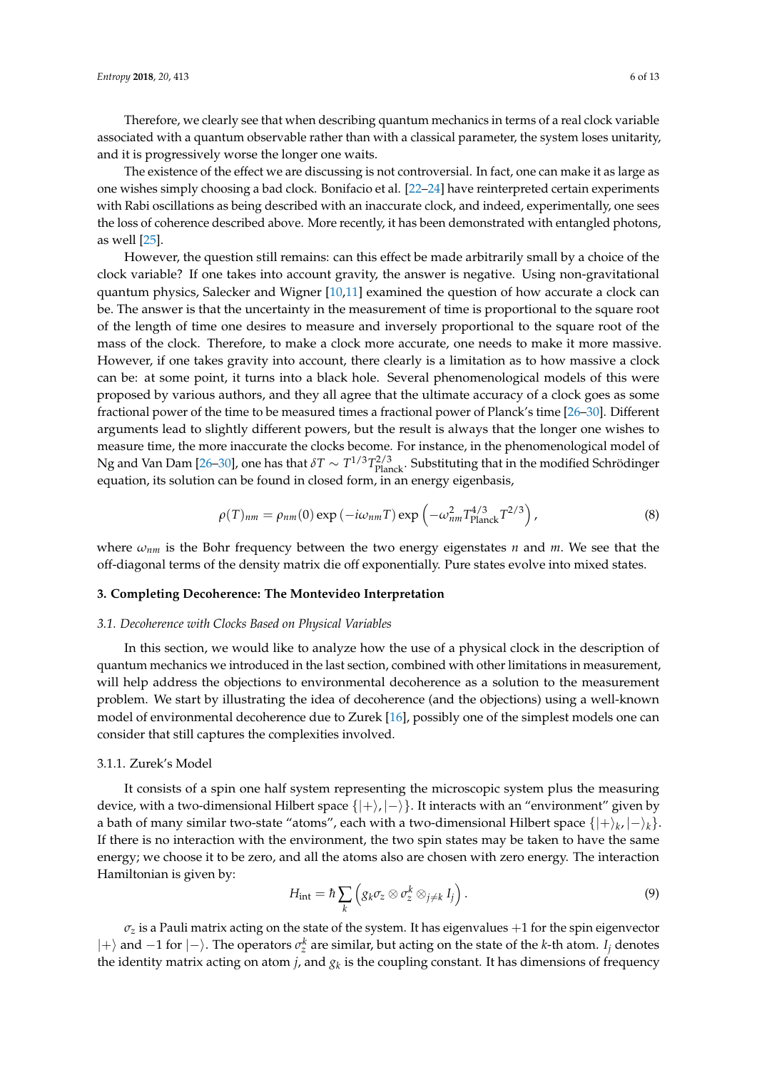Therefore, we clearly see that when describing quantum mechanics in terms of a real clock variable associated with a quantum observable rather than with a classical parameter, the system loses unitarity, and it is progressively worse the longer one waits.

The existence of the effect we are discussing is not controversial. In fact, one can make it as large as one wishes simply choosing a bad clock. Bonifacio et al. [22–24] have reinterpreted certain experiments with Rabi oscillations as being described with an inaccurate clock, and indeed, experimentally, one sees the loss of coherence described above. More recently, it has been demonstrated with entangled photons, as well [25].

However, the question still remains: can this effect be made arbitrarily small by a choice of the clock variable? If one takes into account gravity, the answer is negative. Using non-gravitational quantum physics, Salecker and Wigner [10,11] examined the question of how accurate a clock can be. The answer is that the uncertainty in the measurement of time is proportional to the square root of the length of time one desires to measure and inversely proportional to the square root of the mass of the clock. Therefore, to make a clock more accurate, one needs to make it more massive. However, if one takes gravity into account, there clearly is a limitation as to how massive a clock can be: at some point, it turns into a black hole. Several phenomenological models of this were proposed by various authors, and they all agree that the ultimate accuracy of a clock goes as some fractional power of the time to be measured times a fractional power of Planck's time [26–30]. Different arguments lead to slightly different powers, but the result is always that the longer one wishes to measure time, the more inaccurate the clocks become. For instance, in the phenomenological model of Ng and Van Dam [26–30], one has that $\delta T \sim T^{1/3} T_{\text{Planck}}^{2/3}$. Substituting that in the modified Schrödinger equation, its solution can be found in closed form, in an energy eigenbasis,

$$\rho(T)_{nm} = \rho_{nm}(0) \exp\left(-i\omega_{nm} T\right) \exp\left(-\omega_{nm}^2 T_{\text{Planck}}^{4/3} T^{2/3}\right), \tag{8}$$

where $\omega_{nm}$ is the Bohr frequency between the two energy eigenstates $n$ and $m$. We see that the off-diagonal terms of the density matrix die off exponentially. Pure states evolve into mixed states.

## 3. Completing Decoherence: The Montevideo Interpretation

### 3.1. Decoherence with Clocks Based on Physical Variables

In this section, we would like to analyze how the use of a physical clock in the description of quantum mechanics we introduced in the last section, combined with other limitations in measurement, will help address the objections to environmental decoherence as a solution to the measurement problem. We start by illustrating the idea of decoherence (and the objections) using a well-known model of environmental decoherence due to Zurek [16], possibly one of the simplest models one can consider that still captures the complexities involved.

#### 3.1.1. Zurek's Model

It consists of a spin one half system representing the microscopic system plus the measuring device, with a two-dimensional Hilbert space $\{|+\rangle, |-\rangle\}$. It interacts with an "environment" given by a bath of many similar two-state "atoms", each with a two-dimensional Hilbert space $\{|+\rangle_k, |-\rangle_k\}$. If there is no interaction with the environment, the two spin states may be taken to have the same energy; we choose it to be zero, and all the atoms also are chosen with zero energy. The interaction Hamiltonian is given by:

$$H_{\text{int}} = \hbar \sum_k \left( g_k \sigma_z \otimes \sigma_z^k \otimes_{j \neq k} I_j \right). \tag{9}$$

$\sigma_z$ is a Pauli matrix acting on the state of the system. It has eigenvalues $+1$ for the spin eigenvector $|+\rangle$ and $-1$ for $|-\rangle$. The operators $\sigma_z^k$ are similar, but acting on the state of the $k$-th atom. $I_j$ denotes the identity matrix acting on atom $j$, and $g_k$ is the coupling constant. It has dimensions of frequency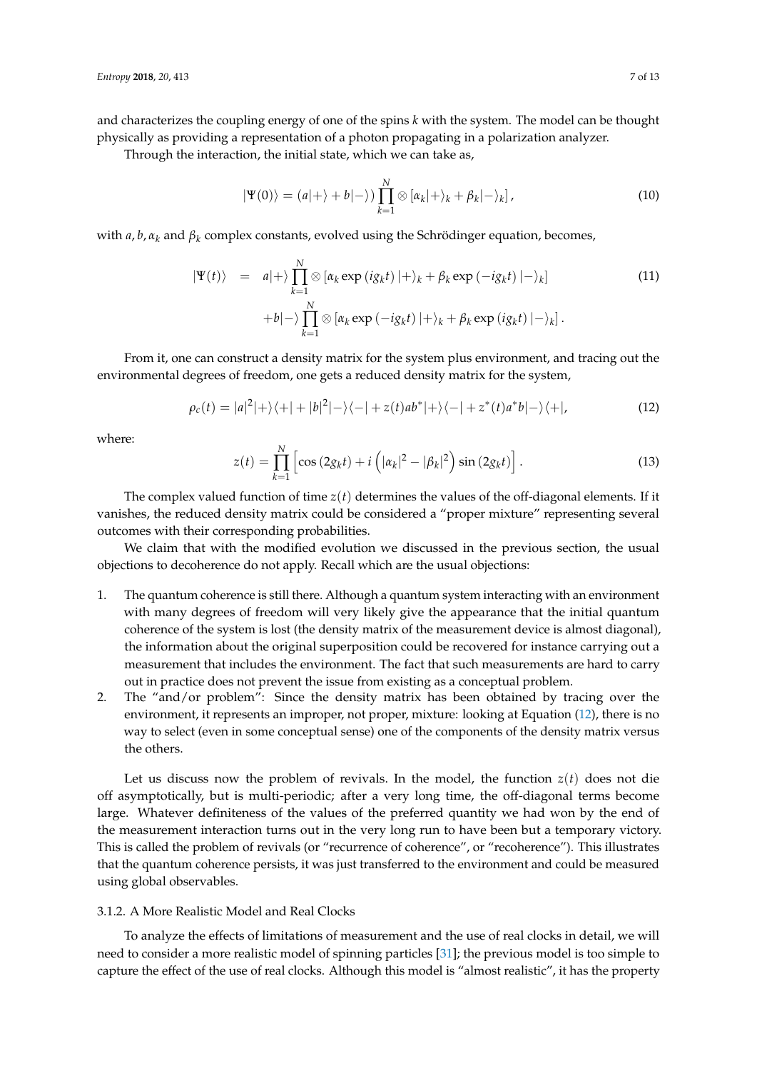and characterizes the coupling energy of one of the spins $k$ with the system. The model can be thought physically as providing a representation of a photon propagating in a polarization analyzer.

Through the interaction, the initial state, which we can take as,

$$|\Psi(0)\rangle = (a|+\rangle + b|-\rangle) \prod_{k=1}^{N} \otimes [\alpha_k|+\rangle_k + \beta_k|-\rangle_k], \tag{10}$$

with $a, b, \alpha_k$ and $\beta_k$ complex constants, evolved using the Schrödinger equation, becomes,

$$\begin{aligned} |\Psi(t)\rangle &= a|+\rangle \prod_{k=1}^{N} \otimes [\alpha_k \exp(ig_k t)|+\rangle_k + \beta_k \exp(-ig_k t)|-\rangle_k] \\ &\quad + b|-\rangle \prod_{k=1}^{N} \otimes [\alpha_k \exp(-ig_k t)|+\rangle_k + \beta_k \exp(ig_k t)|-\rangle_k]. \end{aligned} \tag{11}$$

From it, one can construct a density matrix for the system plus environment, and tracing out the environmental degrees of freedom, one gets a reduced density matrix for the system,

$$\rho_c(t) = |a|^2|+\rangle\langle+| + |b|^2|-\rangle\langle-| + z(t)ab^*|+\rangle\langle-| + z^*(t)a^*b|-\rangle\langle+|, \tag{12}$$

where:

$$z(t) = \prod_{k=1}^{N} \left[\cos(2g_k t) + i\left(|\alpha_k|^2 - |\beta_k|^2\right)\sin(2g_k t)\right]. \tag{13}$$

The complex valued function of time $z(t)$ determines the values of the off-diagonal elements. If it vanishes, the reduced density matrix could be considered a "proper mixture" representing several outcomes with their corresponding probabilities.

We claim that with the modified evolution we discussed in the previous section, the usual objections to decoherence do not apply. Recall which are the usual objections:

1. The quantum coherence is still there. Although a quantum system interacting with an environment with many degrees of freedom will very likely give the appearance that the initial quantum coherence of the system is lost (the density matrix of the measurement device is almost diagonal), the information about the original superposition could be recovered for instance carrying out a measurement that includes the environment. The fact that such measurements are hard to carry out in practice does not prevent the issue from existing as a conceptual problem.
2. The "and/or problem": Since the density matrix has been obtained by tracing over the environment, it represents an improper, not proper, mixture: looking at Equation (12), there is no way to select (even in some conceptual sense) one of the components of the density matrix versus the others.

Let us discuss now the problem of revivals. In the model, the function $z(t)$ does not die off asymptotically, but is multi-periodic; after a very long time, the off-diagonal terms become large. Whatever definiteness of the values of the preferred quantity we had won by the end of the measurement interaction turns out in the very long run to have been but a temporary victory. This is called the problem of revivals (or "recurrence of coherence", or "recoherence"). This illustrates that the quantum coherence persists, it was just transferred to the environment and could be measured using global observables.

#### 3.1.2. A More Realistic Model and Real Clocks

To analyze the effects of limitations of measurement and the use of real clocks in detail, we will need to consider a more realistic model of spinning particles [31]; the previous model is too simple to capture the effect of the use of real clocks. Although this model is "almost realistic", it has the property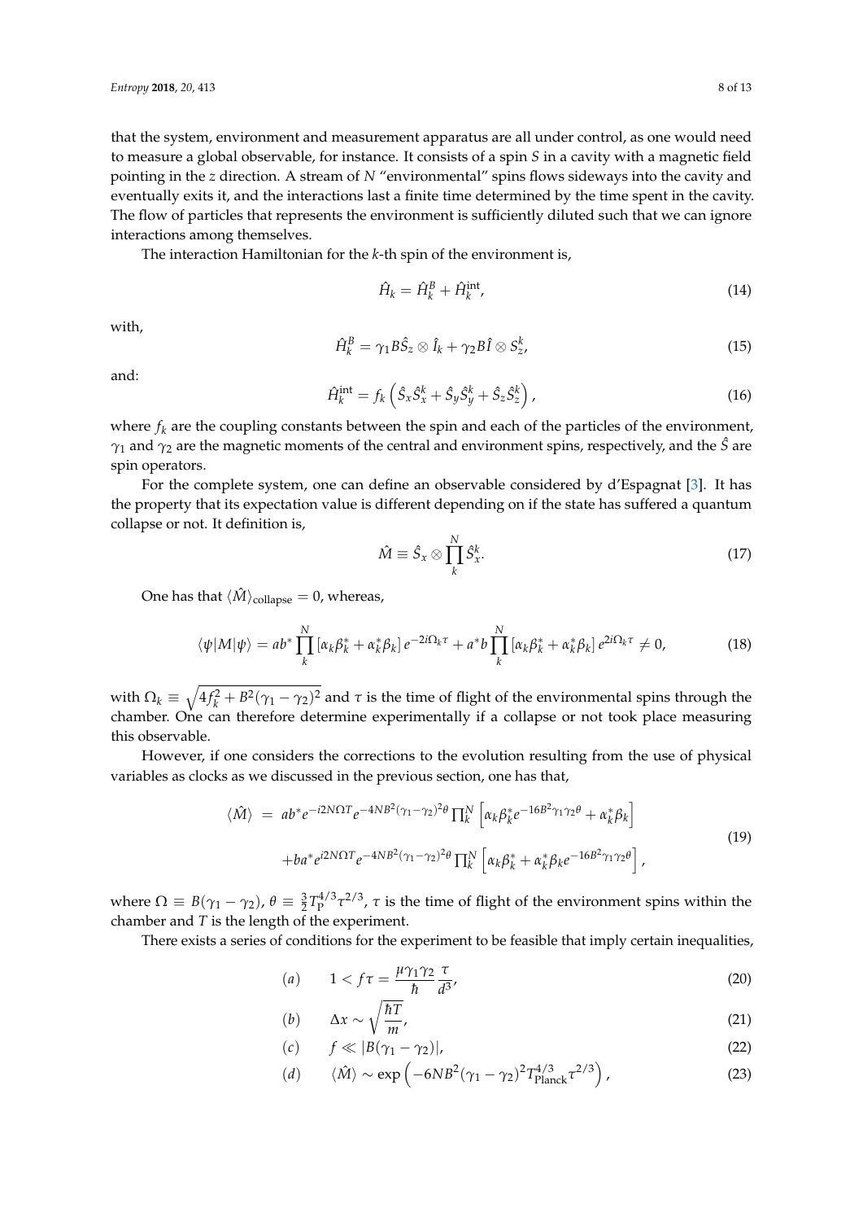that the system, environment and measurement apparatus are all under control, as one would need to measure a global observable, for instance. It consists of a spin $S$ in a cavity with a magnetic field pointing in the $z$ direction. A stream of $N$ "environmental" spins flows sideways into the cavity and eventually exits it, and the interactions last a finite time determined by the time spent in the cavity. The flow of particles that represents the environment is sufficiently diluted such that we can ignore interactions among themselves.

The interaction Hamiltonian for the $k$-th spin of the environment is,

$$\hat{H}_k = \hat{H}_k^B + \hat{H}_k^{\text{int}}, \tag{14}$$

with,

$$\hat{H}_k^B = \gamma_1 B \hat{S}_z \otimes \hat{I}_k + \gamma_2 B \hat{I} \otimes S_z^k, \tag{15}$$

and:

$$\hat{H}_k^{\text{int}} = f_k \left( \hat{S}_x \hat{S}_x^k + \hat{S}_y \hat{S}_y^k + \hat{S}_z \hat{S}_z^k \right), \tag{16}$$

where $f_k$ are the coupling constants between the spin and each of the particles of the environment, $\gamma_1$ and $\gamma_2$ are the magnetic moments of the central and environment spins, respectively, and the $\hat{S}$ are spin operators.

For the complete system, one can define an observable considered by d'Espagnat [3]. It has the property that its expectation value is different depending on if the state has suffered a quantum collapse or not. It definition is,

$$\hat{M} \equiv \hat{S}_x \otimes \prod_k^N \hat{S}_x^k. \tag{17}$$

One has that $\langle \hat{M} \rangle_{\text{collapse}} = 0$, whereas,

$$\langle \psi | M | \psi \rangle = ab^* \prod_k^N \left[ \alpha_k \beta_k^* + \alpha_k^* \beta_k \right] e^{-2i\Omega_k \tau} + a^* b \prod_k^N \left[ \alpha_k \beta_k^* + \alpha_k^* \beta_k \right] e^{2i\Omega_k \tau} \neq 0, \tag{18}$$

with $\Omega_k \equiv \sqrt{4f_k^2 + B^2(\gamma_1 - \gamma_2)^2}$ and $\tau$ is the time of flight of the environmental spins through the chamber. One can therefore determine experimentally if a collapse or not took place measuring this observable.

However, if one considers the corrections to the evolution resulting from the use of physical variables as clocks as we discussed in the previous section, one has that,

$$\begin{aligned} \langle \hat{M} \rangle \;=\; & ab^* e^{-i2N\Omega T} e^{-4NB^2(\gamma_1-\gamma_2)^2\theta} \prod_k^N \left[ \alpha_k \beta_k^* e^{-16B^2\gamma_1\gamma_2\theta} + \alpha_k^* \beta_k \right] \\ & + ba^* e^{i2N\Omega T} e^{-4NB^2(\gamma_1-\gamma_2)^2\theta} \prod_k^N \left[ \alpha_k \beta_k^* + \alpha_k^* \beta_k e^{-16B^2\gamma_1\gamma_2\theta} \right], \end{aligned} \tag{19}$$

where $\Omega \equiv B(\gamma_1 - \gamma_2)$, $\theta \equiv \frac{3}{2} T_{\text{P}}^{4/3} \tau^{2/3}$, $\tau$ is the time of flight of the environment spins within the chamber and $T$ is the length of the experiment.

There exists a series of conditions for the experiment to be feasible that imply certain inequalities,

$$(a) \qquad 1 < f\tau = \frac{\mu \gamma_1 \gamma_2}{\hbar} \frac{\tau}{d^3}, \tag{20}$$

$$(b) \qquad \Delta x \sim \sqrt{\frac{\hbar T}{m}}, \tag{21}$$

$$(c) \qquad f \ll |B(\gamma_1 - \gamma_2)|, \tag{22}$$

$$(d) \qquad \langle \hat{M} \rangle \sim \exp\left( -6NB^2(\gamma_1 - \gamma_2)^2 T_{\text{Planck}}^{4/3} \tau^{2/3} \right), \tag{23}$$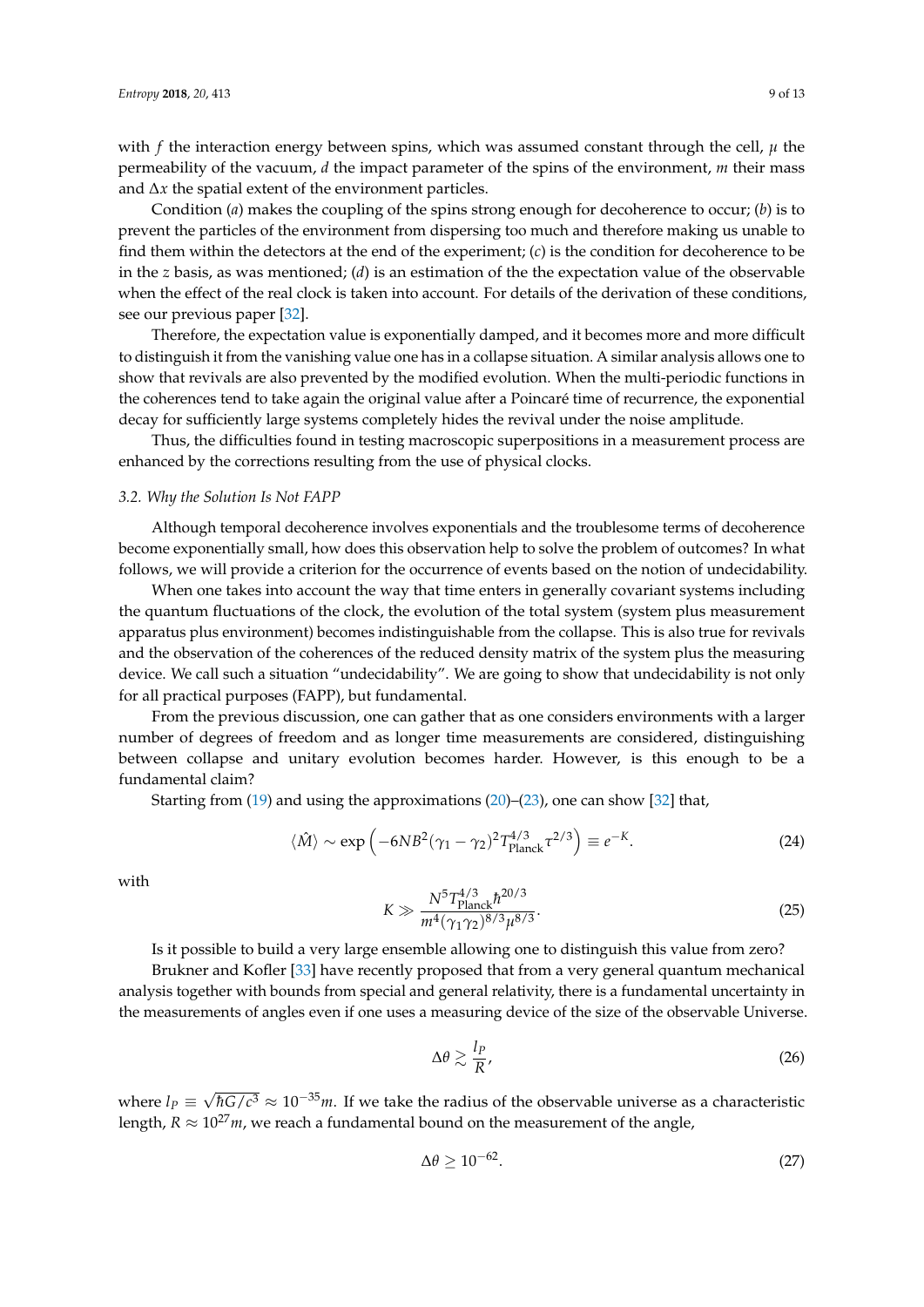with $f$ the interaction energy between spins, which was assumed constant through the cell, $\mu$ the permeability of the vacuum, $d$ the impact parameter of the spins of the environment, $m$ their mass and $\Delta x$ the spatial extent of the environment particles.

Condition (*a*) makes the coupling of the spins strong enough for decoherence to occur; (*b*) is to prevent the particles of the environment from dispersing too much and therefore making us unable to find them within the detectors at the end of the experiment; (*c*) is the condition for decoherence to be in the $z$ basis, as was mentioned; (*d*) is an estimation of the the expectation value of the observable when the effect of the real clock is taken into account. For details of the derivation of these conditions, see our previous paper [32].

Therefore, the expectation value is exponentially damped, and it becomes more and more difficult to distinguish it from the vanishing value one has in a collapse situation. A similar analysis allows one to show that revivals are also prevented by the modified evolution. When the multi-periodic functions in the coherences tend to take again the original value after a Poincaré time of recurrence, the exponential decay for sufficiently large systems completely hides the revival under the noise amplitude.

Thus, the difficulties found in testing macroscopic superpositions in a measurement process are enhanced by the corrections resulting from the use of physical clocks.

### *3.2. Why the Solution Is Not FAPP*

Although temporal decoherence involves exponentials and the troublesome terms of decoherence become exponentially small, how does this observation help to solve the problem of outcomes? In what follows, we will provide a criterion for the occurrence of events based on the notion of undecidability.

When one takes into account the way that time enters in generally covariant systems including the quantum fluctuations of the clock, the evolution of the total system (system plus measurement apparatus plus environment) becomes indistinguishable from the collapse. This is also true for revivals and the observation of the coherences of the reduced density matrix of the system plus the measuring device. We call such a situation "undecidability". We are going to show that undecidability is not only for all practical purposes (FAPP), but fundamental.

From the previous discussion, one can gather that as one considers environments with a larger number of degrees of freedom and as longer time measurements are considered, distinguishing between collapse and unitary evolution becomes harder. However, is this enough to be a fundamental claim?

Starting from (19) and using the approximations (20)–(23), one can show [32] that,

$$\langle \hat{M} \rangle \sim \exp\left(-6NB^2(\gamma_1 - \gamma_2)^2 T_{\text{Planck}}^{4/3} \tau^{2/3}\right) \equiv e^{-K}. \tag{24}$$

with

$$K \gg \frac{N^5 T_{\text{Planck}}^{4/3} \hbar^{20/3}}{m^4 (\gamma_1 \gamma_2)^{8/3} \mu^{8/3}}. \tag{25}$$

Is it possible to build a very large ensemble allowing one to distinguish this value from zero?

Brukner and Kofler [33] have recently proposed that from a very general quantum mechanical analysis together with bounds from special and general relativity, there is a fundamental uncertainty in the measurements of angles even if one uses a measuring device of the size of the observable Universe.

$$\Delta\theta \gtrsim \frac{l_P}{R}, \tag{26}$$

where $l_P \equiv \sqrt{\hbar G/c^3} \approx 10^{-35} m$. If we take the radius of the observable universe as a characteristic length, $R \approx 10^{27} m$, we reach a fundamental bound on the measurement of the angle,

$$\Delta\theta \geq 10^{-62}. \tag{27}$$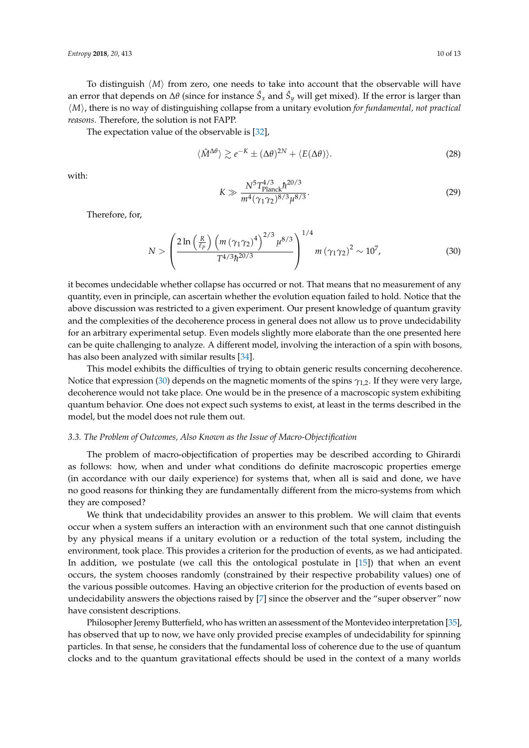To distinguish $\langle M \rangle$ from zero, one needs to take into account that the observable will have an error that depends on $\Delta\theta$ (since for instance $\hat{S}_x$ and $\hat{S}_y$ will get mixed). If the error is larger than $\langle M \rangle$, there is no way of distinguishing collapse from a unitary evolution *for fundamental, not practical reasons*. Therefore, the solution is not FAPP.

The expectation value of the observable is [32],

$$\langle \hat{M}^{\Delta\theta} \rangle \gtrsim e^{-K} \pm (\Delta\theta)^{2N} + \langle E(\Delta\theta) \rangle. \tag{28}$$

with:

$$K \gg \frac{N^5 T_{\text{Planck}}^{4/3} \hbar^{20/3}}{m^4 (\gamma_1 \gamma_2)^{8/3} \mu^{8/3}}. \tag{29}$$

Therefore, for,

$$N > \left( \frac{2 \ln\left(\frac{R}{\ell_P}\right) \left( m \left(\gamma_1 \gamma_2\right)^4 \right)^{2/3} \mu^{8/3}}{T^{4/3} \hbar^{20/3}} \right)^{1/4} m \left(\gamma_1 \gamma_2\right)^2 \sim 10^7, \tag{30}$$

it becomes undecidable whether collapse has occurred or not. That means that no measurement of any quantity, even in principle, can ascertain whether the evolution equation failed to hold. Notice that the above discussion was restricted to a given experiment. Our present knowledge of quantum gravity and the complexities of the decoherence process in general does not allow us to prove undecidability for an arbitrary experimental setup. Even models slightly more elaborate than the one presented here can be quite challenging to analyze. A different model, involving the interaction of a spin with bosons, has also been analyzed with similar results [34].

This model exhibits the difficulties of trying to obtain generic results concerning decoherence. Notice that expression (30) depends on the magnetic moments of the spins $\gamma_{1,2}$. If they were very large, decoherence would not take place. One would be in the presence of a macroscopic system exhibiting quantum behavior. One does not expect such systems to exist, at least in the terms described in the model, but the model does not rule them out.

### *3.3. The Problem of Outcomes, Also Known as the Issue of Macro-Objectification*

The problem of macro-objectification of properties may be described according to Ghirardi as follows: how, when and under what conditions do definite macroscopic properties emerge (in accordance with our daily experience) for systems that, when all is said and done, we have no good reasons for thinking they are fundamentally different from the micro-systems from which they are composed?

We think that undecidability provides an answer to this problem. We will claim that events occur when a system suffers an interaction with an environment such that one cannot distinguish by any physical means if a unitary evolution or a reduction of the total system, including the environment, took place. This provides a criterion for the production of events, as we had anticipated. In addition, we postulate (we call this the ontological postulate in [15]) that when an event occurs, the system chooses randomly (constrained by their respective probability values) one of the various possible outcomes. Having an objective criterion for the production of events based on undecidability answers the objections raised by [7] since the observer and the "super observer" now have consistent descriptions.

Philosopher Jeremy Butterfield, who has written an assessment of the Montevideo interpretation [35], has observed that up to now, we have only provided precise examples of undecidability for spinning particles. In that sense, he considers that the fundamental loss of coherence due to the use of quantum clocks and to the quantum gravitational effects should be used in the context of a many worlds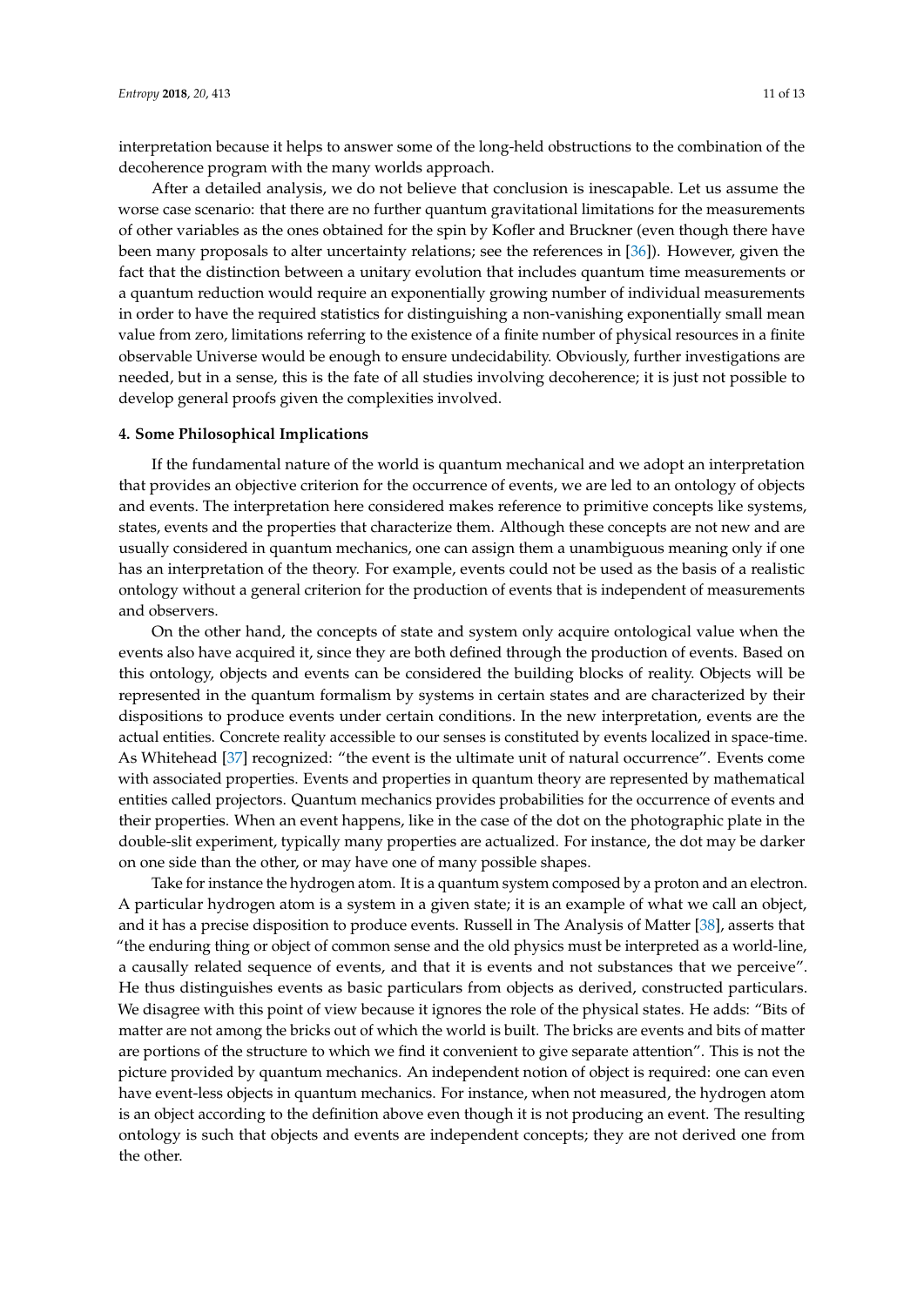interpretation because it helps to answer some of the long-held obstructions to the combination of the decoherence program with the many worlds approach.

After a detailed analysis, we do not believe that conclusion is inescapable. Let us assume the worse case scenario: that there are no further quantum gravitational limitations for the measurements of other variables as the ones obtained for the spin by Kofler and Bruckner (even though there have been many proposals to alter uncertainty relations; see the references in [36]). However, given the fact that the distinction between a unitary evolution that includes quantum time measurements or a quantum reduction would require an exponentially growing number of individual measurements in order to have the required statistics for distinguishing a non-vanishing exponentially small mean value from zero, limitations referring to the existence of a finite number of physical resources in a finite observable Universe would be enough to ensure undecidability. Obviously, further investigations are needed, but in a sense, this is the fate of all studies involving decoherence; it is just not possible to develop general proofs given the complexities involved.

#### 4. Some Philosophical Implications

If the fundamental nature of the world is quantum mechanical and we adopt an interpretation that provides an objective criterion for the occurrence of events, we are led to an ontology of objects and events. The interpretation here considered makes reference to primitive concepts like systems, states, events and the properties that characterize them. Although these concepts are not new and are usually considered in quantum mechanics, one can assign them a unambiguous meaning only if one has an interpretation of the theory. For example, events could not be used as the basis of a realistic ontology without a general criterion for the production of events that is independent of measurements and observers.

On the other hand, the concepts of state and system only acquire ontological value when the events also have acquired it, since they are both defined through the production of events. Based on this ontology, objects and events can be considered the building blocks of reality. Objects will be represented in the quantum formalism by systems in certain states and are characterized by their dispositions to produce events under certain conditions. In the new interpretation, events are the actual entities. Concrete reality accessible to our senses is constituted by events localized in space-time. As Whitehead [37] recognized: "the event is the ultimate unit of natural occurrence". Events come with associated properties. Events and properties in quantum theory are represented by mathematical entities called projectors. Quantum mechanics provides probabilities for the occurrence of events and their properties. When an event happens, like in the case of the dot on the photographic plate in the double-slit experiment, typically many properties are actualized. For instance, the dot may be darker on one side than the other, or may have one of many possible shapes.

Take for instance the hydrogen atom. It is a quantum system composed by a proton and an electron. A particular hydrogen atom is a system in a given state; it is an example of what we call an object, and it has a precise disposition to produce events. Russell in The Analysis of Matter [38], asserts that "the enduring thing or object of common sense and the old physics must be interpreted as a world-line, a causally related sequence of events, and that it is events and not substances that we perceive". He thus distinguishes events as basic particulars from objects as derived, constructed particulars. We disagree with this point of view because it ignores the role of the physical states. He adds: "Bits of matter are not among the bricks out of which the world is built. The bricks are events and bits of matter are portions of the structure to which we find it convenient to give separate attention". This is not the picture provided by quantum mechanics. An independent notion of object is required: one can even have event-less objects in quantum mechanics. For instance, when not measured, the hydrogen atom is an object according to the definition above even though it is not producing an event. The resulting ontology is such that objects and events are independent concepts; they are not derived one from the other.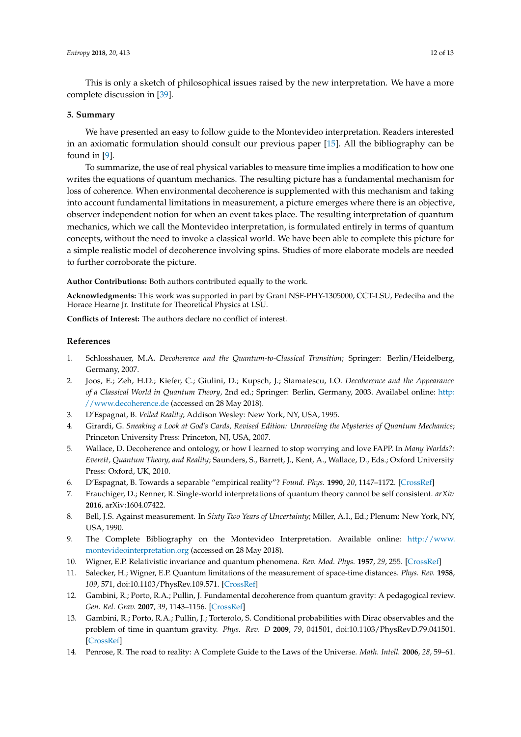This is only a sketch of philosophical issues raised by the new interpretation. We have a more complete discussion in [39].

## 5. Summary

We have presented an easy to follow guide to the Montevideo interpretation. Readers interested in an axiomatic formulation should consult our previous paper [15]. All the bibliography can be found in [9].

To summarize, the use of real physical variables to measure time implies a modification to how one writes the equations of quantum mechanics. The resulting picture has a fundamental mechanism for loss of coherence. When environmental decoherence is supplemented with this mechanism and taking into account fundamental limitations in measurement, a picture emerges where there is an objective, observer independent notion for when an event takes place. The resulting interpretation of quantum mechanics, which we call the Montevideo interpretation, is formulated entirely in terms of quantum concepts, without the need to invoke a classical world. We have been able to complete this picture for a simple realistic model of decoherence involving spins. Studies of more elaborate models are needed to further corroborate the picture.

**Author Contributions:** Both authors contributed equally to the work.

**Acknowledgments:** This work was supported in part by Grant NSF-PHY-1305000, CCT-LSU, Pedeciba and the Horace Hearne Jr. Institute for Theoretical Physics at LSU.

**Conflicts of Interest:** The authors declare no conflict of interest.

## References

1. Schlosshauer, M.A. *Decoherence and the Quantum-to-Classical Transition*; Springer: Berlin/Heidelberg, Germany, 2007.
2. Joos, E.; Zeh, H.D.; Kiefer, C.; Giulini, D.; Kupsch, J.; Stamatescu, I.O. *Decoherence and the Appearance of a Classical World in Quantum Theory*, 2nd ed.; Springer: Berlin, Germany, 2003. Availabel online: http://www.decoherence.de (accessed on 28 May 2018).
3. D'Espagnat, B. *Veiled Reality*; Addison Wesley: New York, NY, USA, 1995.
4. Girardi, G. *Sneaking a Look at God's Cards, Revised Edition: Unraveling the Mysteries of Quantum Mechanics*; Princeton University Press: Princeton, NJ, USA, 2007.
5. Wallace, D. Decoherence and ontology, or how I learned to stop worrying and love FAPP. In *Many Worlds?: Everett, Quantum Theory, and Reality*; Saunders, S., Barrett, J., Kent, A., Wallace, D., Eds.; Oxford University Press: Oxford, UK, 2010.
6. D'Espagnat, B. Towards a separable "empirical reality"? *Found. Phys.* **1990**, *20*, 1147–1172. [CrossRef]
7. Frauchiger, D.; Renner, R. Single-world interpretations of quantum theory cannot be self consistent. *arXiv* **2016**, arXiv:1604.07422.
8. Bell, J.S. Against measurement. In *Sixty Two Years of Uncertainty*; Miller, A.I., Ed.; Plenum: New York, NY, USA, 1990.
9. The Complete Bibliography on the Montevideo Interpretation. Available online: http://www.montevideointerpretation.org (accessed on 28 May 2018).
10. Wigner, E.P. Relativistic invariance and quantum phenomena. *Rev. Mod. Phys.* **1957**, *29*, 255. [CrossRef]
11. Salecker, H.; Wigner, E.P. Quantum limitations of the measurement of space-time distances. *Phys. Rev.* **1958**, *109*, 571, doi:10.1103/PhysRev.109.571. [CrossRef]
12. Gambini, R.; Porto, R.A.; Pullin, J. Fundamental decoherence from quantum gravity: A pedagogical review. *Gen. Rel. Grav.* **2007**, *39*, 1143–1156. [CrossRef]
13. Gambini, R.; Porto, R.A.; Pullin, J.; Torterolo, S. Conditional probabilities with Dirac observables and the problem of time in quantum gravity. *Phys. Rev. D* **2009**, *79*, 041501, doi:10.1103/PhysRevD.79.041501. [CrossRef]
14. Penrose, R. The road to reality: A Complete Guide to the Laws of the Universe. *Math. Intell.* **2006**, *28*, 59–61.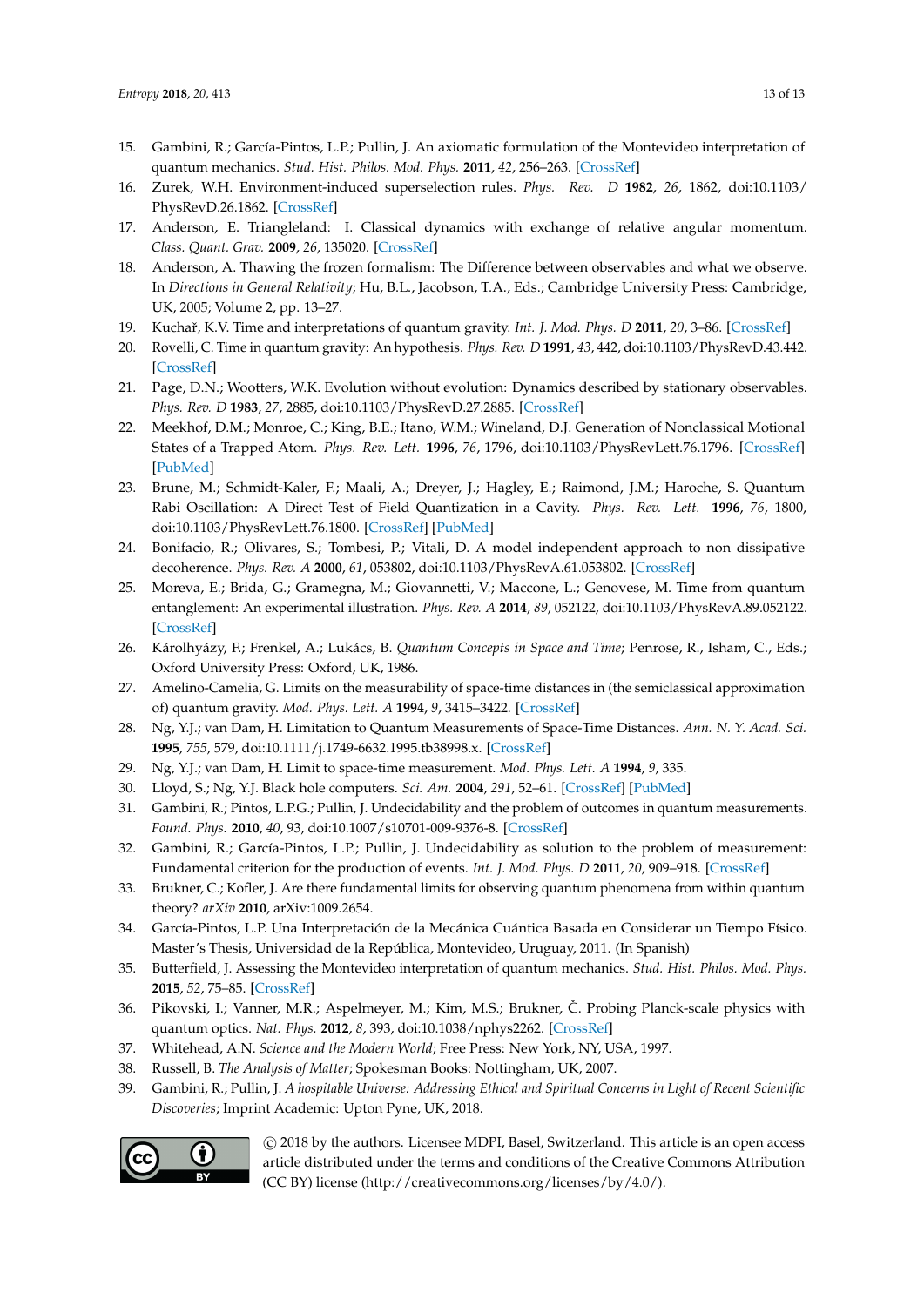15. Gambini, R.; García-Pintos, L.P.; Pullin, J. An axiomatic formulation of the Montevideo interpretation of quantum mechanics. *Stud. Hist. Philos. Mod. Phys.* **2011**, *42*, 256–263. [CrossRef]
16. Zurek, W.H. Environment-induced superselection rules. *Phys. Rev. D* **1982**, *26*, 1862, doi:10.1103/PhysRevD.26.1862. [CrossRef]
17. Anderson, E. Triangleland: I. Classical dynamics with exchange of relative angular momentum. *Class. Quant. Grav.* **2009**, *26*, 135020. [CrossRef]
18. Anderson, A. Thawing the frozen formalism: The Difference between observables and what we observe. In *Directions in General Relativity*; Hu, B.L., Jacobson, T.A., Eds.; Cambridge University Press: Cambridge, UK, 2005; Volume 2, pp. 13–27.
19. Kuchař, K.V. Time and interpretations of quantum gravity. *Int. J. Mod. Phys. D* **2011**, *20*, 3–86. [CrossRef]
20. Rovelli, C. Time in quantum gravity: An hypothesis. *Phys. Rev. D* **1991**, *43*, 442, doi:10.1103/PhysRevD.43.442. [CrossRef]
21. Page, D.N.; Wootters, W.K. Evolution without evolution: Dynamics described by stationary observables. *Phys. Rev. D* **1983**, *27*, 2885, doi:10.1103/PhysRevD.27.2885. [CrossRef]
22. Meekhof, D.M.; Monroe, C.; King, B.E.; Itano, W.M.; Wineland, D.J. Generation of Nonclassical Motional States of a Trapped Atom. *Phys. Rev. Lett.* **1996**, *76*, 1796, doi:10.1103/PhysRevLett.76.1796. [CrossRef] [PubMed]
23. Brune, M.; Schmidt-Kaler, F.; Maali, A.; Dreyer, J.; Hagley, E.; Raimond, J.M.; Haroche, S. Quantum Rabi Oscillation: A Direct Test of Field Quantization in a Cavity. *Phys. Rev. Lett.* **1996**, *76*, 1800, doi:10.1103/PhysRevLett.76.1800. [CrossRef] [PubMed]
24. Bonifacio, R.; Olivares, S.; Tombesi, P.; Vitali, D. A model independent approach to non dissipative decoherence. *Phys. Rev. A* **2000**, *61*, 053802, doi:10.1103/PhysRevA.61.053802. [CrossRef]
25. Moreva, E.; Brida, G.; Gramegna, M.; Giovannetti, V.; Maccone, L.; Genovese, M. Time from quantum entanglement: An experimental illustration. *Phys. Rev. A* **2014**, *89*, 052122, doi:10.1103/PhysRevA.89.052122. [CrossRef]
26. Károlhyázy, F.; Frenkel, A.; Lukács, B. *Quantum Concepts in Space and Time*; Penrose, R., Isham, C., Eds.; Oxford University Press: Oxford, UK, 1986.
27. Amelino-Camelia, G. Limits on the measurability of space-time distances in (the semiclassical approximation of) quantum gravity. *Mod. Phys. Lett. A* **1994**, *9*, 3415–3422. [CrossRef]
28. Ng, Y.J.; van Dam, H. Limitation to Quantum Measurements of Space-Time Distances. *Ann. N. Y. Acad. Sci.* **1995**, *755*, 579, doi:10.1111/j.1749-6632.1995.tb38998.x. [CrossRef]
29. Ng, Y.J.; van Dam, H. Limit to space-time measurement. *Mod. Phys. Lett. A* **1994**, *9*, 335.
30. Lloyd, S.; Ng, Y.J. Black hole computers. *Sci. Am.* **2004**, *291*, 52–61. [CrossRef] [PubMed]
31. Gambini, R.; Pintos, L.P.G.; Pullin, J. Undecidability and the problem of outcomes in quantum measurements. *Found. Phys.* **2010**, *40*, 93, doi:10.1007/s10701-009-9376-8. [CrossRef]
32. Gambini, R.; García-Pintos, L.P.; Pullin, J. Undecidability as solution to the problem of measurement: Fundamental criterion for the production of events. *Int. J. Mod. Phys. D* **2011**, *20*, 909–918. [CrossRef]
33. Brukner, C.; Kofler, J. Are there fundamental limits for observing quantum phenomena from within quantum theory? *arXiv* **2010**, arXiv:1009.2654.
34. García-Pintos, L.P. Una Interpretación de la Mecánica Cuántica Basada en Considerar un Tiempo Físico. Master's Thesis, Universidad de la República, Montevideo, Uruguay, 2011. (In Spanish)
35. Butterfield, J. Assessing the Montevideo interpretation of quantum mechanics. *Stud. Hist. Philos. Mod. Phys.* **2015**, *52*, 75–85. [CrossRef]
36. Pikovski, I.; Vanner, M.R.; Aspelmeyer, M.; Kim, M.S.; Brukner, Č. Probing Planck-scale physics with quantum optics. *Nat. Phys.* **2012**, *8*, 393, doi:10.1038/nphys2262. [CrossRef]
37. Whitehead, A.N. *Science and the Modern World*; Free Press: New York, NY, USA, 1997.
38. Russell, B. *The Analysis of Matter*; Spokesman Books: Nottingham, UK, 2007.
39. Gambini, R.; Pullin, J. *A hospitable Universe: Addressing Ethical and Spiritual Concerns in Light of Recent Scientific Discoveries*; Imprint Academic: Upton Pyne, UK, 2018.

© 2018 by the authors. Licensee MDPI, Basel, Switzerland. This article is an open access article distributed under the terms and conditions of the Creative Commons Attribution (CC BY) license (http://creativecommons.org/licenses/by/4.0/).